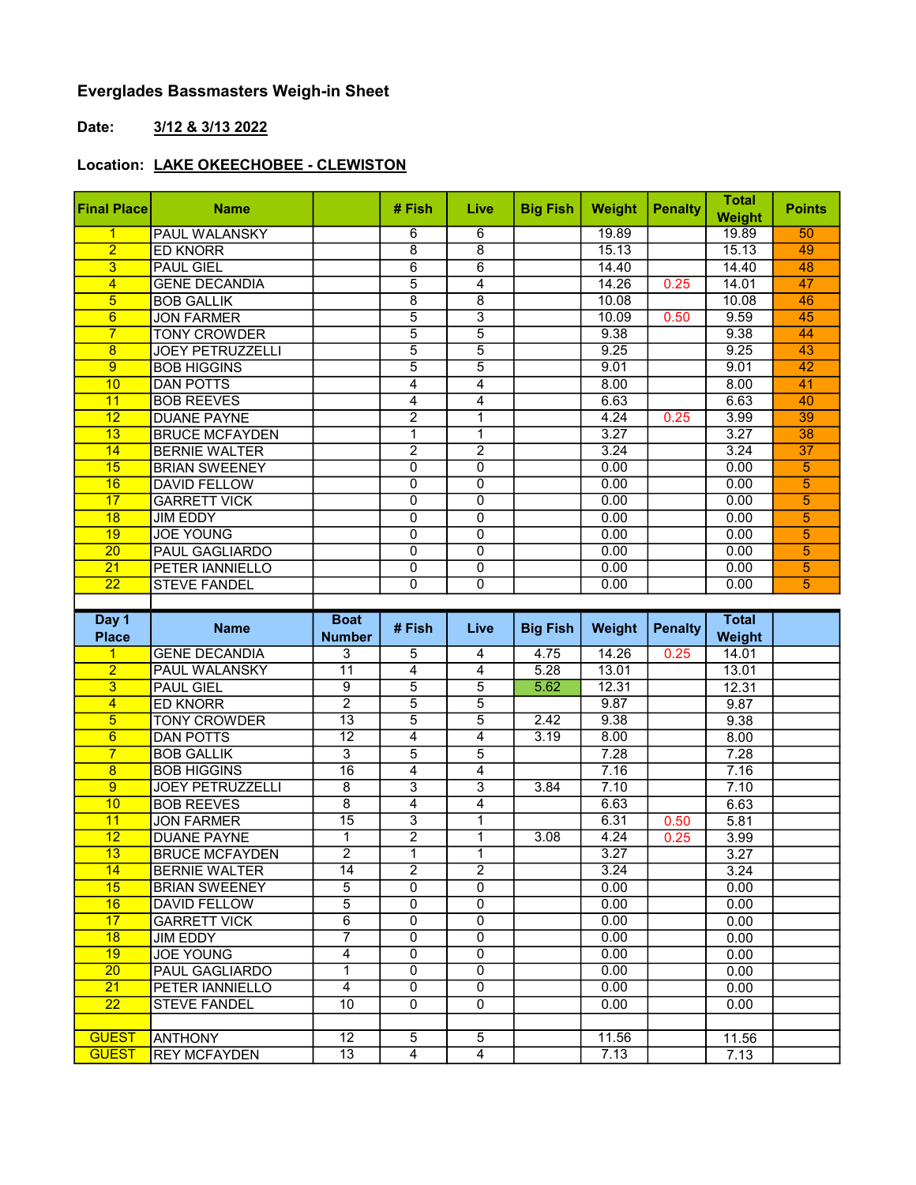**Everglades Bassmasters Weigh-in Sheet**

**Date:** 3/12 & 3/13 2022

**Location:** LAKE OKEECHOBEE - CLEWISTON

| Final Place | Name | | # Fish | Live | Big Fish | Weight | Penalty | Total Weight | Points |
|---|---|---|---|---|---|---|---|---|---|
| 1 | PAUL WALANSKY | | 6 | 6 | | 19.89 | | 19.89 | 50 |
| 2 | ED KNORR | | 8 | 8 | | 15.13 | | 15.13 | 49 |
| 3 | PAUL GIEL | | 6 | 6 | | 14.40 | | 14.40 | 48 |
| 4 | GENE DECANDIA | | 5 | 4 | | 14.26 | 0.25 | 14.01 | 47 |
| 5 | BOB GALLIK | | 8 | 8 | | 10.08 | | 10.08 | 46 |
| 6 | JON FARMER | | 5 | 3 | | 10.09 | 0.50 | 9.59 | 45 |
| 7 | TONY CROWDER | | 5 | 5 | | 9.38 | | 9.38 | 44 |
| 8 | JOEY PETRUZZELLI | | 5 | 5 | | 9.25 | | 9.25 | 43 |
| 9 | BOB HIGGINS | | 5 | 5 | | 9.01 | | 9.01 | 42 |
| 10 | DAN POTTS | | 4 | 4 | | 8.00 | | 8.00 | 41 |
| 11 | BOB REEVES | | 4 | 4 | | 6.63 | | 6.63 | 40 |
| 12 | DUANE PAYNE | | 2 | 1 | | 4.24 | 0.25 | 3.99 | 39 |
| 13 | BRUCE MCFAYDEN | | 1 | 1 | | 3.27 | | 3.27 | 38 |
| 14 | BERNIE WALTER | | 2 | 2 | | 3.24 | | 3.24 | 37 |
| 15 | BRIAN SWEENEY | | 0 | 0 | | 0.00 | | 0.00 | 5 |
| 16 | DAVID FELLOW | | 0 | 0 | | 0.00 | | 0.00 | 5 |
| 17 | GARRETT VICK | | 0 | 0 | | 0.00 | | 0.00 | 5 |
| 18 | JIM EDDY | | 0 | 0 | | 0.00 | | 0.00 | 5 |
| 19 | JOE YOUNG | | 0 | 0 | | 0.00 | | 0.00 | 5 |
| 20 | PAUL GAGLIARDO | | 0 | 0 | | 0.00 | | 0.00 | 5 |
| 21 | PETER IANNIELLO | | 0 | 0 | | 0.00 | | 0.00 | 5 |
| 22 | STEVE FANDEL | | 0 | 0 | | 0.00 | | 0.00 | 5 |

| Day 1 Place | Name | Boat Number | # Fish | Live | Big Fish | Weight | Penalty | Total Weight | |
|---|---|---|---|---|---|---|---|---|---|
| 1 | GENE DECANDIA | 3 | 5 | 4 | 4.75 | 14.26 | 0.25 | 14.01 | |
| 2 | PAUL WALANSKY | 11 | 4 | 4 | 5.28 | 13.01 | | 13.01 | |
| 3 | PAUL GIEL | 9 | 5 | 5 | 5.62 | 12.31 | | 12.31 | |
| 4 | ED KNORR | 2 | 5 | 5 | | 9.87 | | 9.87 | |
| 5 | TONY CROWDER | 13 | 5 | 5 | 2.42 | 9.38 | | 9.38 | |
| 6 | DAN POTTS | 12 | 4 | 4 | 3.19 | 8.00 | | 8.00 | |
| 7 | BOB GALLIK | 3 | 5 | 5 | | 7.28 | | 7.28 | |
| 8 | BOB HIGGINS | 16 | 4 | 4 | | 7.16 | | 7.16 | |
| 9 | JOEY PETRUZZELLI | 8 | 3 | 3 | 3.84 | 7.10 | | 7.10 | |
| 10 | BOB REEVES | 8 | 4 | 4 | | 6.63 | | 6.63 | |
| 11 | JON FARMER | 15 | 3 | 1 | | 6.31 | 0.50 | 5.81 | |
| 12 | DUANE PAYNE | 1 | 2 | 1 | 3.08 | 4.24 | 0.25 | 3.99 | |
| 13 | BRUCE MCFAYDEN | 2 | 1 | 1 | | 3.27 | | 3.27 | |
| 14 | BERNIE WALTER | 14 | 2 | 2 | | 3.24 | | 3.24 | |
| 15 | BRIAN SWEENEY | 5 | 0 | 0 | | 0.00 | | 0.00 | |
| 16 | DAVID FELLOW | 5 | 0 | 0 | | 0.00 | | 0.00 | |
| 17 | GARRETT VICK | 6 | 0 | 0 | | 0.00 | | 0.00 | |
| 18 | JIM EDDY | 7 | 0 | 0 | | 0.00 | | 0.00 | |
| 19 | JOE YOUNG | 4 | 0 | 0 | | 0.00 | | 0.00 | |
| 20 | PAUL GAGLIARDO | 1 | 0 | 0 | | 0.00 | | 0.00 | |
| 21 | PETER IANNIELLO | 4 | 0 | 0 | | 0.00 | | 0.00 | |
| 22 | STEVE FANDEL | 10 | 0 | 0 | | 0.00 | | 0.00 | |
| | | | | | | | | | |
| GUEST | ANTHONY | 12 | 5 | 5 | | 11.56 | | 11.56 | |
| GUEST | REY MCFAYDEN | 13 | 4 | 4 | | 7.13 | | 7.13 | |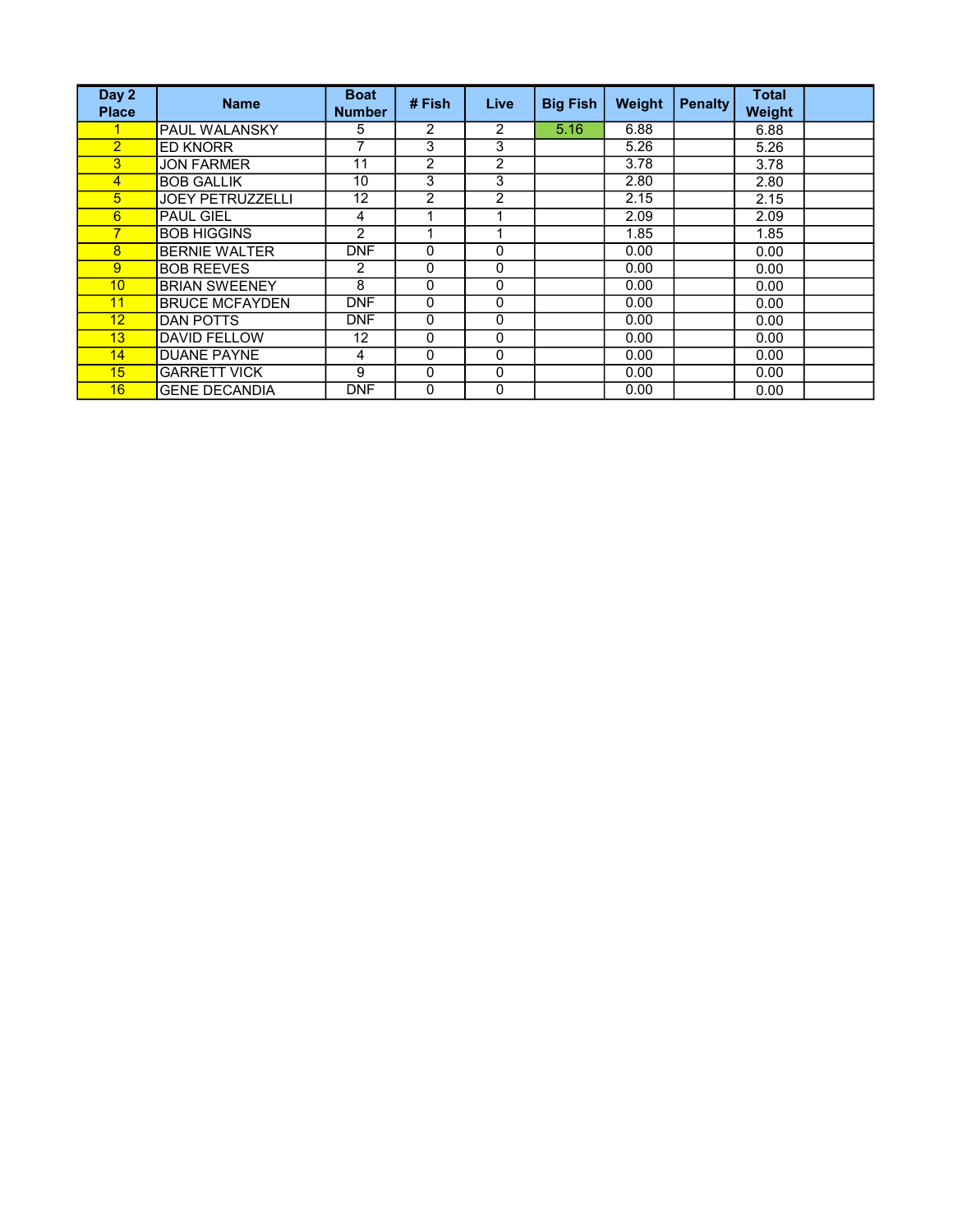| Day 2 Place | Name | Boat Number | # Fish | Live | Big Fish | Weight | Penalty | Total Weight | |
|---|---|---|---|---|---|---|---|---|---|
| 1 | PAUL WALANSKY | 5 | 2 | 2 | 5.16 | 6.88 | | 6.88 | |
| 2 | ED KNORR | 7 | 3 | 3 | | 5.26 | | 5.26 | |
| 3 | JON FARMER | 11 | 2 | 2 | | 3.78 | | 3.78 | |
| 4 | BOB GALLIK | 10 | 3 | 3 | | 2.80 | | 2.80 | |
| 5 | JOEY PETRUZZELLI | 12 | 2 | 2 | | 2.15 | | 2.15 | |
| 6 | PAUL GIEL | 4 | 1 | 1 | | 2.09 | | 2.09 | |
| 7 | BOB HIGGINS | 2 | 1 | 1 | | 1.85 | | 1.85 | |
| 8 | BERNIE WALTER | DNF | 0 | 0 | | 0.00 | | 0.00 | |
| 9 | BOB REEVES | 2 | 0 | 0 | | 0.00 | | 0.00 | |
| 10 | BRIAN SWEENEY | 8 | 0 | 0 | | 0.00 | | 0.00 | |
| 11 | BRUCE MCFAYDEN | DNF | 0 | 0 | | 0.00 | | 0.00 | |
| 12 | DAN POTTS | DNF | 0 | 0 | | 0.00 | | 0.00 | |
| 13 | DAVID FELLOW | 12 | 0 | 0 | | 0.00 | | 0.00 | |
| 14 | DUANE PAYNE | 4 | 0 | 0 | | 0.00 | | 0.00 | |
| 15 | GARRETT VICK | 9 | 0 | 0 | | 0.00 | | 0.00 | |
| 16 | GENE DECANDIA | DNF | 0 | 0 | | 0.00 | | 0.00 | |